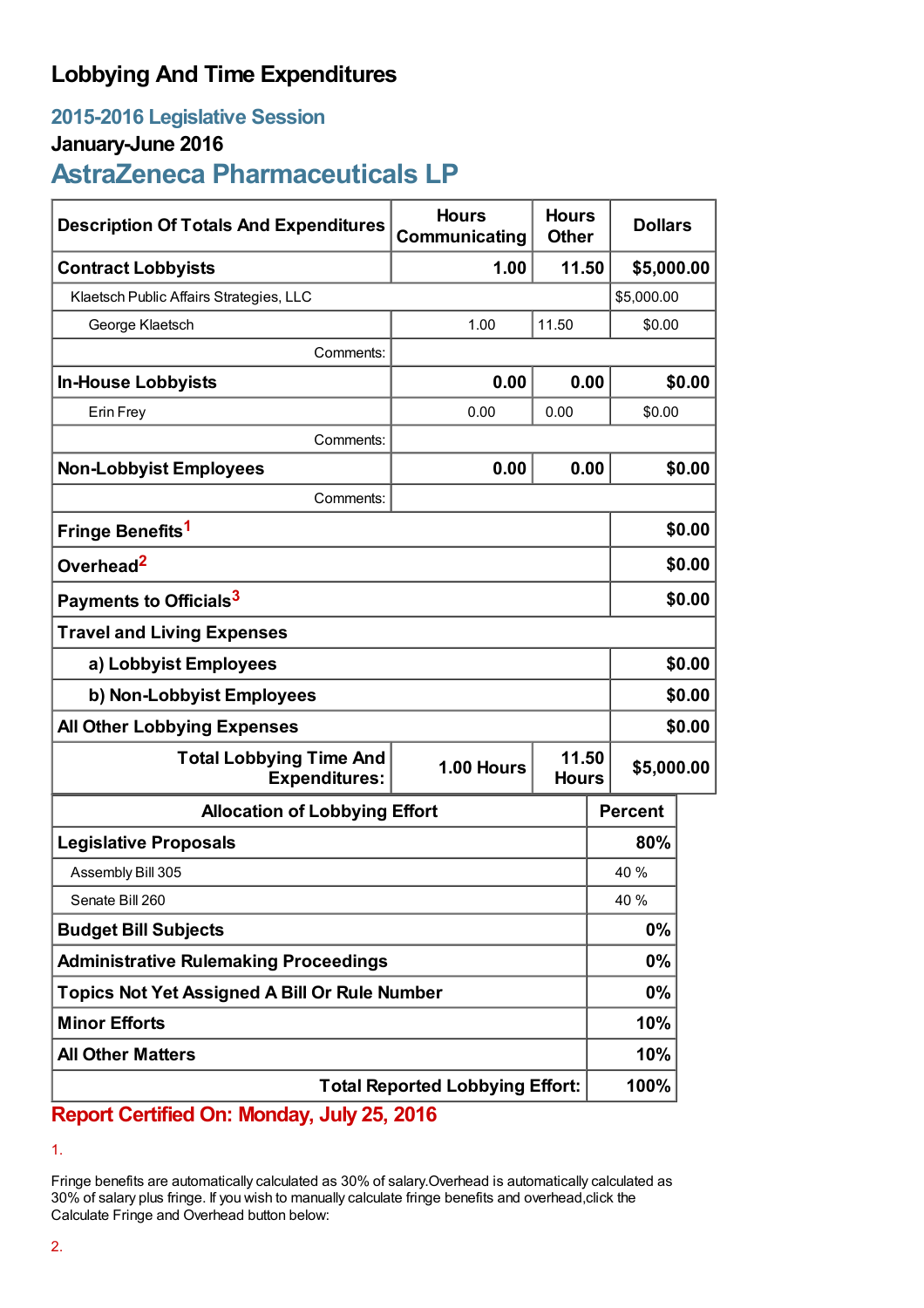# Lobbying And Time Expenditures

## 2015-2016 Legislative Session

### January-June 2016

## AstraZeneca Pharmaceuticals LP

| Description Of Totals And Expenditures | Hours Communicating | Hours Other | Dollars |
|---|---|---|---|
| **Contract Lobbyists** | **1.00** | **11.50** | **$5,000.00** |
| Klaetsch Public Affairs Strategies, LLC | | | $5,000.00 |
| George Klaetsch | 1.00 | 11.50 | $0.00 |
| Comments: | | | |
| **In-House Lobbyists** | **0.00** | **0.00** | **$0.00** |
| Erin Frey | 0.00 | 0.00 | $0.00 |
| Comments: | | | |
| **Non-Lobbyist Employees** | **0.00** | **0.00** | **$0.00** |
| Comments: | | | |
| **Fringe Benefits**[1] | | | **$0.00** |
| **Overhead**[2] | | | **$0.00** |
| **Payments to Officials**[3] | | | **$0.00** |
| **Travel and Living Expenses** | | | |
| **a) Lobbyist Employees** | | | **$0.00** |
| **b) Non-Lobbyist Employees** | | | **$0.00** |
| **All Other Lobbying Expenses** | | | **$0.00** |
| **Total Lobbying Time And Expenditures:** | **1.00 Hours** | **11.50 Hours** | **$5,000.00** |

| Allocation of Lobbying Effort | Percent |
|---|---|
| **Legislative Proposals** | **80%** |
| Assembly Bill 305 | 40 % |
| Senate Bill 260 | 40 % |
| **Budget Bill Subjects** | **0%** |
| **Administrative Rulemaking Proceedings** | **0%** |
| **Topics Not Yet Assigned A Bill Or Rule Number** | **0%** |
| **Minor Efforts** | **10%** |
| **All Other Matters** | **10%** |
| **Total Reported Lobbying Effort:** | **100%** |

**Report Certified On: Monday, July 25, 2016**

1.

Fringe benefits are automatically calculated as 30% of salary.Overhead is automatically calculated as 30% of salary plus fringe. If you wish to manually calculate fringe benefits and overhead,click the Calculate Fringe and Overhead button below:

2.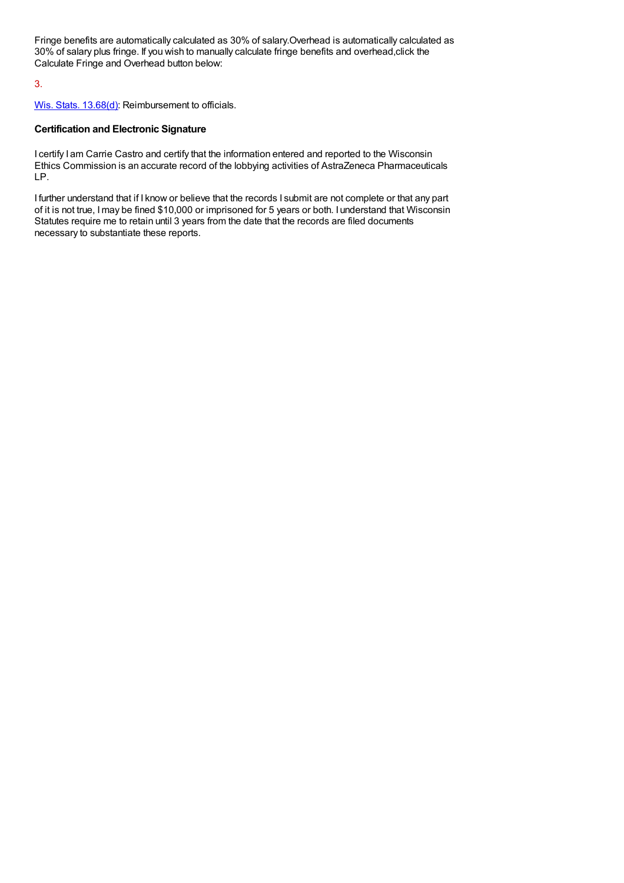Fringe benefits are automatically calculated as 30% of salary.Overhead is automatically calculated as 30% of salary plus fringe. If you wish to manually calculate fringe benefits and overhead,click the Calculate Fringe and Overhead button below:

3.

Wis. Stats. 13.68(d): Reimbursement to officials.

### Certification and Electronic Signature

I certify I am Carrie Castro and certify that the information entered and reported to the Wisconsin Ethics Commission is an accurate record of the lobbying activities of AstraZeneca Pharmaceuticals LP.

I further understand that if I know or believe that the records I submit are not complete or that any part of it is not true, I may be fined $10,000 or imprisoned for 5 years or both. I understand that Wisconsin Statutes require me to retain until 3 years from the date that the records are filed documents necessary to substantiate these reports.